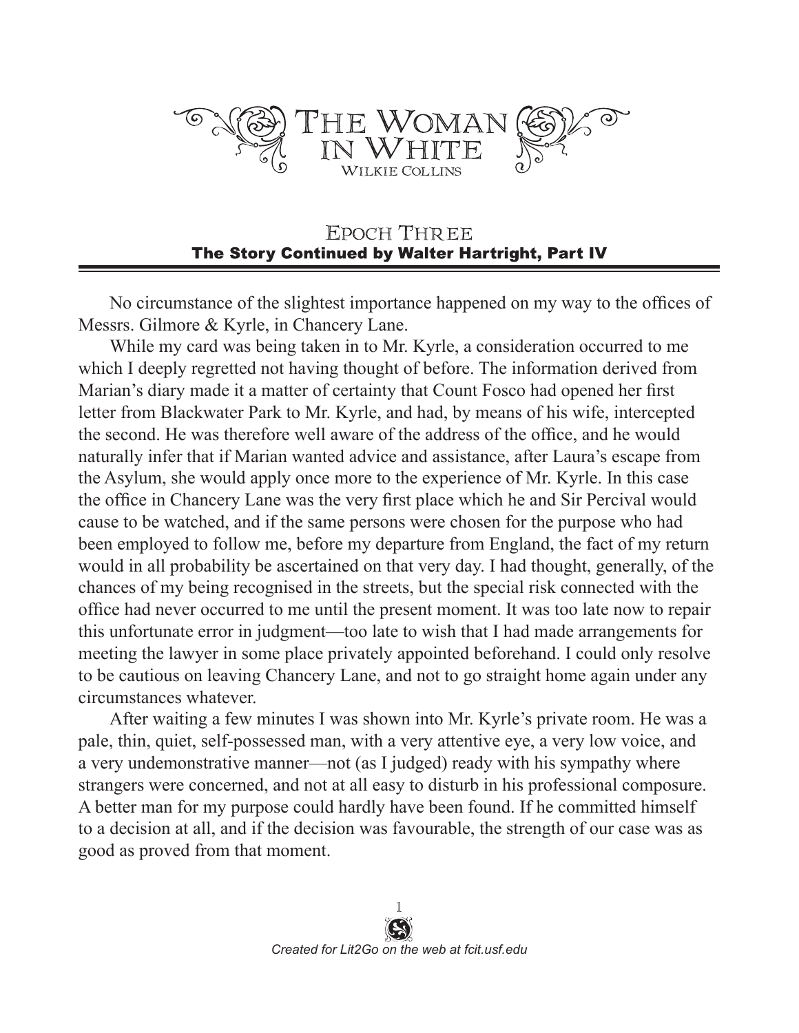# The Woman in White

Wilkie Collins

## Epoch Three

### The Story Continued by Walter Hartright, Part IV

No circumstance of the slightest importance happened on my way to the offices of Messrs. Gilmore & Kyrle, in Chancery Lane.

While my card was being taken in to Mr. Kyrle, a consideration occurred to me which I deeply regretted not having thought of before. The information derived from Marian's diary made it a matter of certainty that Count Fosco had opened her first letter from Blackwater Park to Mr. Kyrle, and had, by means of his wife, intercepted the second. He was therefore well aware of the address of the office, and he would naturally infer that if Marian wanted advice and assistance, after Laura's escape from the Asylum, she would apply once more to the experience of Mr. Kyrle. In this case the office in Chancery Lane was the very first place which he and Sir Percival would cause to be watched, and if the same persons were chosen for the purpose who had been employed to follow me, before my departure from England, the fact of my return would in all probability be ascertained on that very day. I had thought, generally, of the chances of my being recognised in the streets, but the special risk connected with the office had never occurred to me until the present moment. It was too late now to repair this unfortunate error in judgment—too late to wish that I had made arrangements for meeting the lawyer in some place privately appointed beforehand. I could only resolve to be cautious on leaving Chancery Lane, and not to go straight home again under any circumstances whatever.

After waiting a few minutes I was shown into Mr. Kyrle's private room. He was a pale, thin, quiet, self-possessed man, with a very attentive eye, a very low voice, and a very undemonstrative manner—not (as I judged) ready with his sympathy where strangers were concerned, and not at all easy to disturb in his professional composure. A better man for my purpose could hardly have been found. If he committed himself to a decision at all, and if the decision was favourable, the strength of our case was as good as proved from that moment.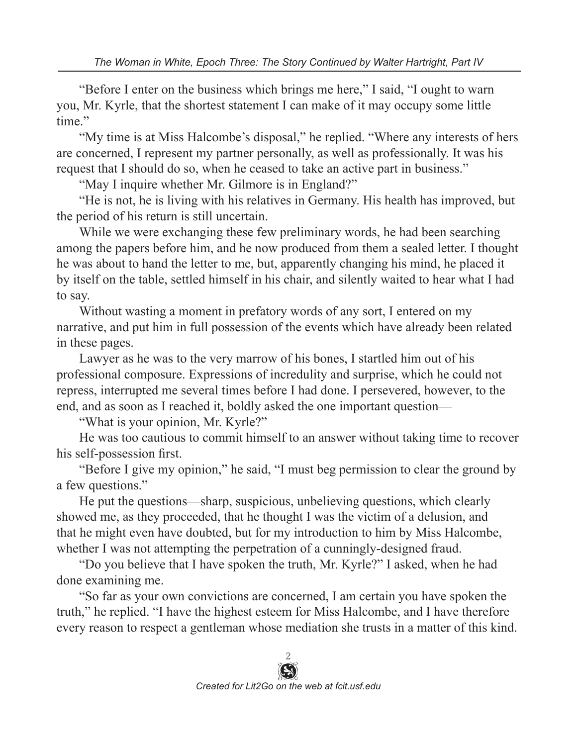"Before I enter on the business which brings me here," I said, "I ought to warn you, Mr. Kyrle, that the shortest statement I can make of it may occupy some little time."

"My time is at Miss Halcombe's disposal," he replied. "Where any interests of hers are concerned, I represent my partner personally, as well as professionally. It was his request that I should do so, when he ceased to take an active part in business."

"May I inquire whether Mr. Gilmore is in England?"

"He is not, he is living with his relatives in Germany. His health has improved, but the period of his return is still uncertain.

While we were exchanging these few preliminary words, he had been searching among the papers before him, and he now produced from them a sealed letter. I thought he was about to hand the letter to me, but, apparently changing his mind, he placed it by itself on the table, settled himself in his chair, and silently waited to hear what I had to say.

Without wasting a moment in prefatory words of any sort, I entered on my narrative, and put him in full possession of the events which have already been related in these pages.

Lawyer as he was to the very marrow of his bones, I startled him out of his professional composure. Expressions of incredulity and surprise, which he could not repress, interrupted me several times before I had done. I persevered, however, to the end, and as soon as I reached it, boldly asked the one important question—

"What is your opinion, Mr. Kyrle?"

He was too cautious to commit himself to an answer without taking time to recover his self-possession first.

"Before I give my opinion," he said, "I must beg permission to clear the ground by a few questions."

He put the questions—sharp, suspicious, unbelieving questions, which clearly showed me, as they proceeded, that he thought I was the victim of a delusion, and that he might even have doubted, but for my introduction to him by Miss Halcombe, whether I was not attempting the perpetration of a cunningly-designed fraud.

"Do you believe that I have spoken the truth, Mr. Kyrle?" I asked, when he had done examining me.

"So far as your own convictions are concerned, I am certain you have spoken the truth," he replied. "I have the highest esteem for Miss Halcombe, and I have therefore every reason to respect a gentleman whose mediation she trusts in a matter of this kind.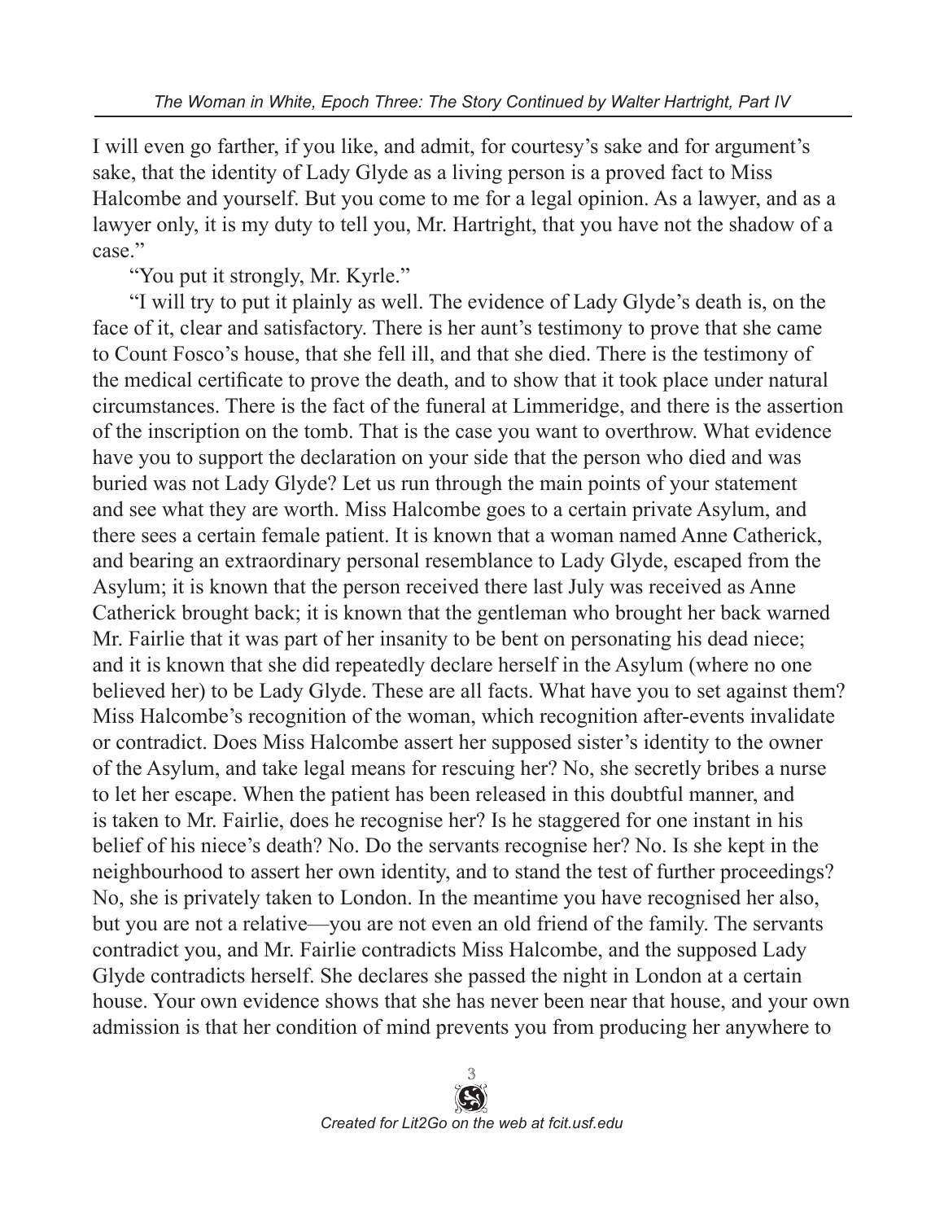I will even go farther, if you like, and admit, for courtesy's sake and for argument's sake, that the identity of Lady Glyde as a living person is a proved fact to Miss Halcombe and yourself. But you come to me for a legal opinion. As a lawyer, and as a lawyer only, it is my duty to tell you, Mr. Hartright, that you have not the shadow of a case."

"You put it strongly, Mr. Kyrle."

"I will try to put it plainly as well. The evidence of Lady Glyde's death is, on the face of it, clear and satisfactory. There is her aunt's testimony to prove that she came to Count Fosco's house, that she fell ill, and that she died. There is the testimony of the medical certificate to prove the death, and to show that it took place under natural circumstances. There is the fact of the funeral at Limmeridge, and there is the assertion of the inscription on the tomb. That is the case you want to overthrow. What evidence have you to support the declaration on your side that the person who died and was buried was not Lady Glyde? Let us run through the main points of your statement and see what they are worth. Miss Halcombe goes to a certain private Asylum, and there sees a certain female patient. It is known that a woman named Anne Catherick, and bearing an extraordinary personal resemblance to Lady Glyde, escaped from the Asylum; it is known that the person received there last July was received as Anne Catherick brought back; it is known that the gentleman who brought her back warned Mr. Fairlie that it was part of her insanity to be bent on personating his dead niece; and it is known that she did repeatedly declare herself in the Asylum (where no one believed her) to be Lady Glyde. These are all facts. What have you to set against them? Miss Halcombe's recognition of the woman, which recognition after-events invalidate or contradict. Does Miss Halcombe assert her supposed sister's identity to the owner of the Asylum, and take legal means for rescuing her? No, she secretly bribes a nurse to let her escape. When the patient has been released in this doubtful manner, and is taken to Mr. Fairlie, does he recognise her? Is he staggered for one instant in his belief of his niece's death? No. Do the servants recognise her? No. Is she kept in the neighbourhood to assert her own identity, and to stand the test of further proceedings? No, she is privately taken to London. In the meantime you have recognised her also, but you are not a relative—you are not even an old friend of the family. The servants contradict you, and Mr. Fairlie contradicts Miss Halcombe, and the supposed Lady Glyde contradicts herself. She declares she passed the night in London at a certain house. Your own evidence shows that she has never been near that house, and your own admission is that her condition of mind prevents you from producing her anywhere to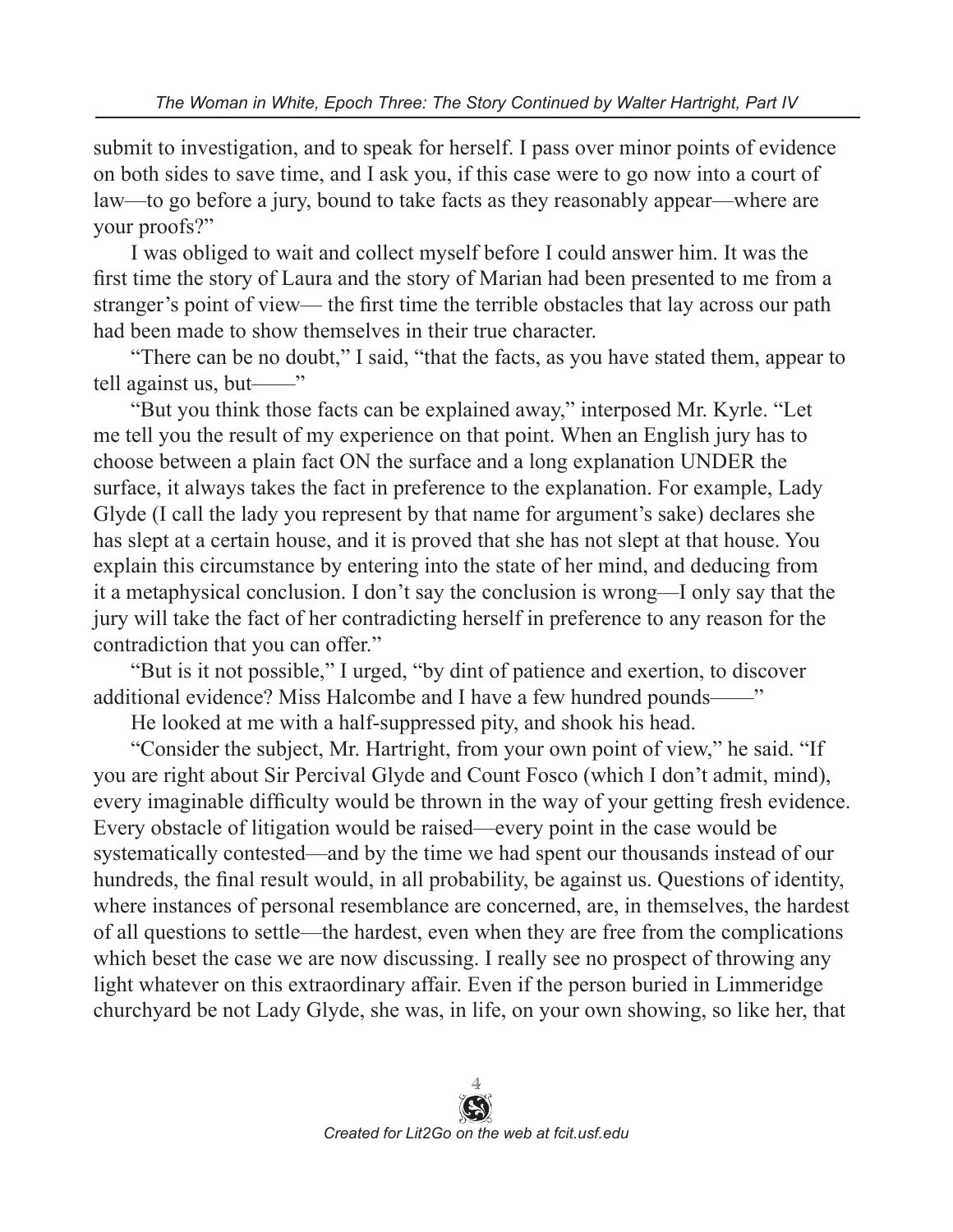submit to investigation, and to speak for herself. I pass over minor points of evidence on both sides to save time, and I ask you, if this case were to go now into a court of law—to go before a jury, bound to take facts as they reasonably appear—where are your proofs?"

I was obliged to wait and collect myself before I could answer him. It was the first time the story of Laura and the story of Marian had been presented to me from a stranger's point of view— the first time the terrible obstacles that lay across our path had been made to show themselves in their true character.

"There can be no doubt," I said, "that the facts, as you have stated them, appear to tell against us, but——"

"But you think those facts can be explained away," interposed Mr. Kyrle. "Let me tell you the result of my experience on that point. When an English jury has to choose between a plain fact ON the surface and a long explanation UNDER the surface, it always takes the fact in preference to the explanation. For example, Lady Glyde (I call the lady you represent by that name for argument's sake) declares she has slept at a certain house, and it is proved that she has not slept at that house. You explain this circumstance by entering into the state of her mind, and deducing from it a metaphysical conclusion. I don't say the conclusion is wrong—I only say that the jury will take the fact of her contradicting herself in preference to any reason for the contradiction that you can offer."

"But is it not possible," I urged, "by dint of patience and exertion, to discover additional evidence? Miss Halcombe and I have a few hundred pounds——"

He looked at me with a half-suppressed pity, and shook his head.

"Consider the subject, Mr. Hartright, from your own point of view," he said. "If you are right about Sir Percival Glyde and Count Fosco (which I don't admit, mind), every imaginable difficulty would be thrown in the way of your getting fresh evidence. Every obstacle of litigation would be raised—every point in the case would be systematically contested—and by the time we had spent our thousands instead of our hundreds, the final result would, in all probability, be against us. Questions of identity, where instances of personal resemblance are concerned, are, in themselves, the hardest of all questions to settle—the hardest, even when they are free from the complications which beset the case we are now discussing. I really see no prospect of throwing any light whatever on this extraordinary affair. Even if the person buried in Limmeridge churchyard be not Lady Glyde, she was, in life, on your own showing, so like her, that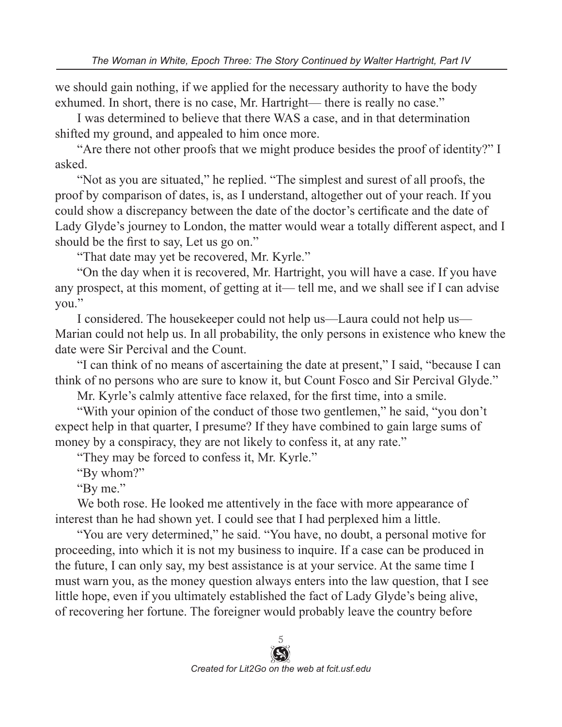we should gain nothing, if we applied for the necessary authority to have the body exhumed. In short, there is no case, Mr. Hartright— there is really no case."

I was determined to believe that there WAS a case, and in that determination shifted my ground, and appealed to him once more.

"Are there not other proofs that we might produce besides the proof of identity?" I asked.

"Not as you are situated," he replied. "The simplest and surest of all proofs, the proof by comparison of dates, is, as I understand, altogether out of your reach. If you could show a discrepancy between the date of the doctor's certificate and the date of Lady Glyde's journey to London, the matter would wear a totally different aspect, and I should be the first to say, Let us go on."

"That date may yet be recovered, Mr. Kyrle."

"On the day when it is recovered, Mr. Hartright, you will have a case. If you have any prospect, at this moment, of getting at it— tell me, and we shall see if I can advise you."

I considered. The housekeeper could not help us—Laura could not help us—Marian could not help us. In all probability, the only persons in existence who knew the date were Sir Percival and the Count.

"I can think of no means of ascertaining the date at present," I said, "because I can think of no persons who are sure to know it, but Count Fosco and Sir Percival Glyde."

Mr. Kyrle's calmly attentive face relaxed, for the first time, into a smile.

"With your opinion of the conduct of those two gentlemen," he said, "you don't expect help in that quarter, I presume? If they have combined to gain large sums of money by a conspiracy, they are not likely to confess it, at any rate."

"They may be forced to confess it, Mr. Kyrle."

"By whom?"

"By me."

We both rose. He looked me attentively in the face with more appearance of interest than he had shown yet. I could see that I had perplexed him a little.

"You are very determined," he said. "You have, no doubt, a personal motive for proceeding, into which it is not my business to inquire. If a case can be produced in the future, I can only say, my best assistance is at your service. At the same time I must warn you, as the money question always enters into the law question, that I see little hope, even if you ultimately established the fact of Lady Glyde's being alive, of recovering her fortune. The foreigner would probably leave the country before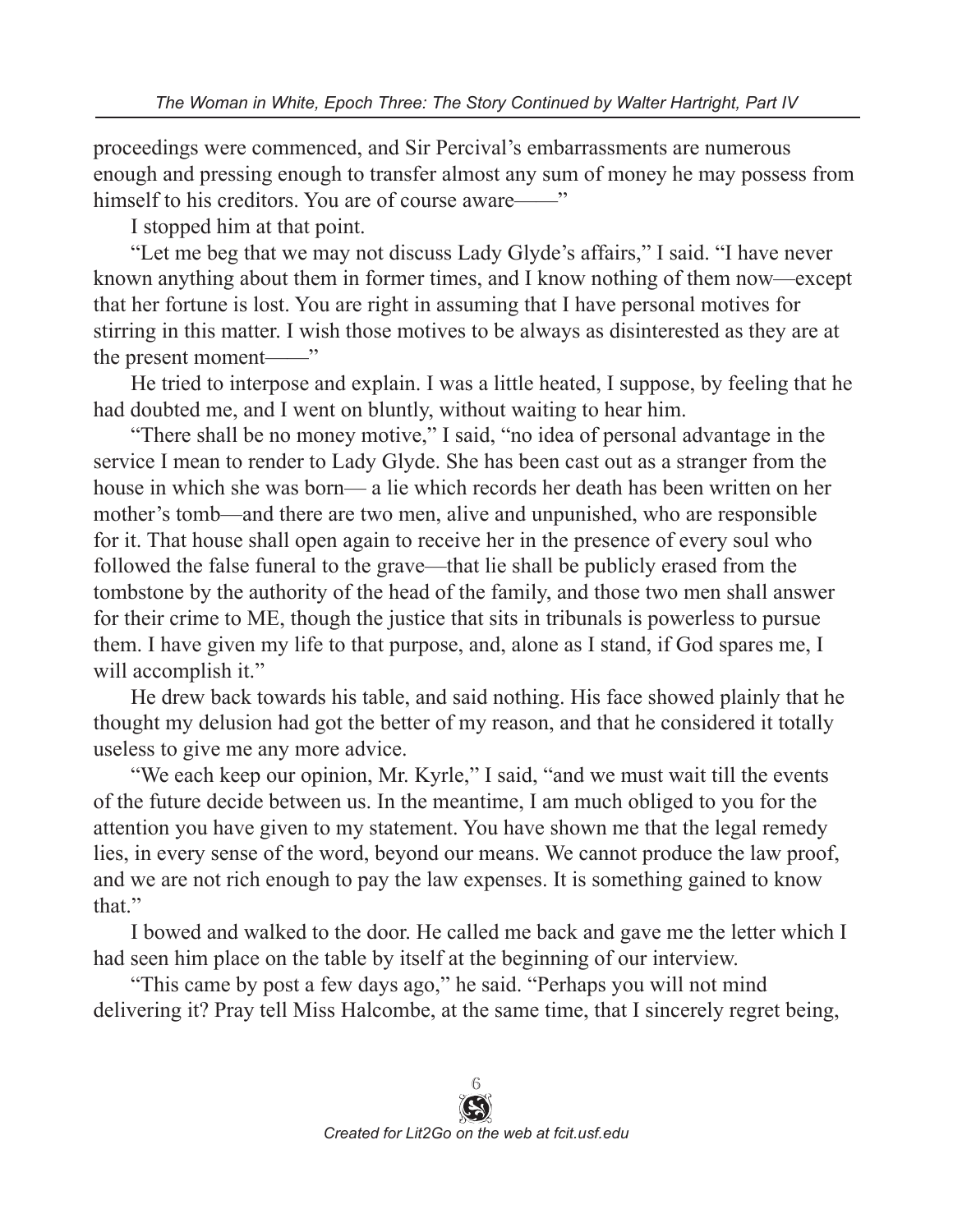proceedings were commenced, and Sir Percival's embarrassments are numerous enough and pressing enough to transfer almost any sum of money he may possess from himself to his creditors. You are of course aware——"

I stopped him at that point.

"Let me beg that we may not discuss Lady Glyde's affairs," I said. "I have never known anything about them in former times, and I know nothing of them now—except that her fortune is lost. You are right in assuming that I have personal motives for stirring in this matter. I wish those motives to be always as disinterested as they are at the present moment——"

He tried to interpose and explain. I was a little heated, I suppose, by feeling that he had doubted me, and I went on bluntly, without waiting to hear him.

"There shall be no money motive," I said, "no idea of personal advantage in the service I mean to render to Lady Glyde. She has been cast out as a stranger from the house in which she was born— a lie which records her death has been written on her mother's tomb—and there are two men, alive and unpunished, who are responsible for it. That house shall open again to receive her in the presence of every soul who followed the false funeral to the grave—that lie shall be publicly erased from the tombstone by the authority of the head of the family, and those two men shall answer for their crime to ME, though the justice that sits in tribunals is powerless to pursue them. I have given my life to that purpose, and, alone as I stand, if God spares me, I will accomplish it."

He drew back towards his table, and said nothing. His face showed plainly that he thought my delusion had got the better of my reason, and that he considered it totally useless to give me any more advice.

"We each keep our opinion, Mr. Kyrle," I said, "and we must wait till the events of the future decide between us. In the meantime, I am much obliged to you for the attention you have given to my statement. You have shown me that the legal remedy lies, in every sense of the word, beyond our means. We cannot produce the law proof, and we are not rich enough to pay the law expenses. It is something gained to know that."

I bowed and walked to the door. He called me back and gave me the letter which I had seen him place on the table by itself at the beginning of our interview.

"This came by post a few days ago," he said. "Perhaps you will not mind delivering it? Pray tell Miss Halcombe, at the same time, that I sincerely regret being,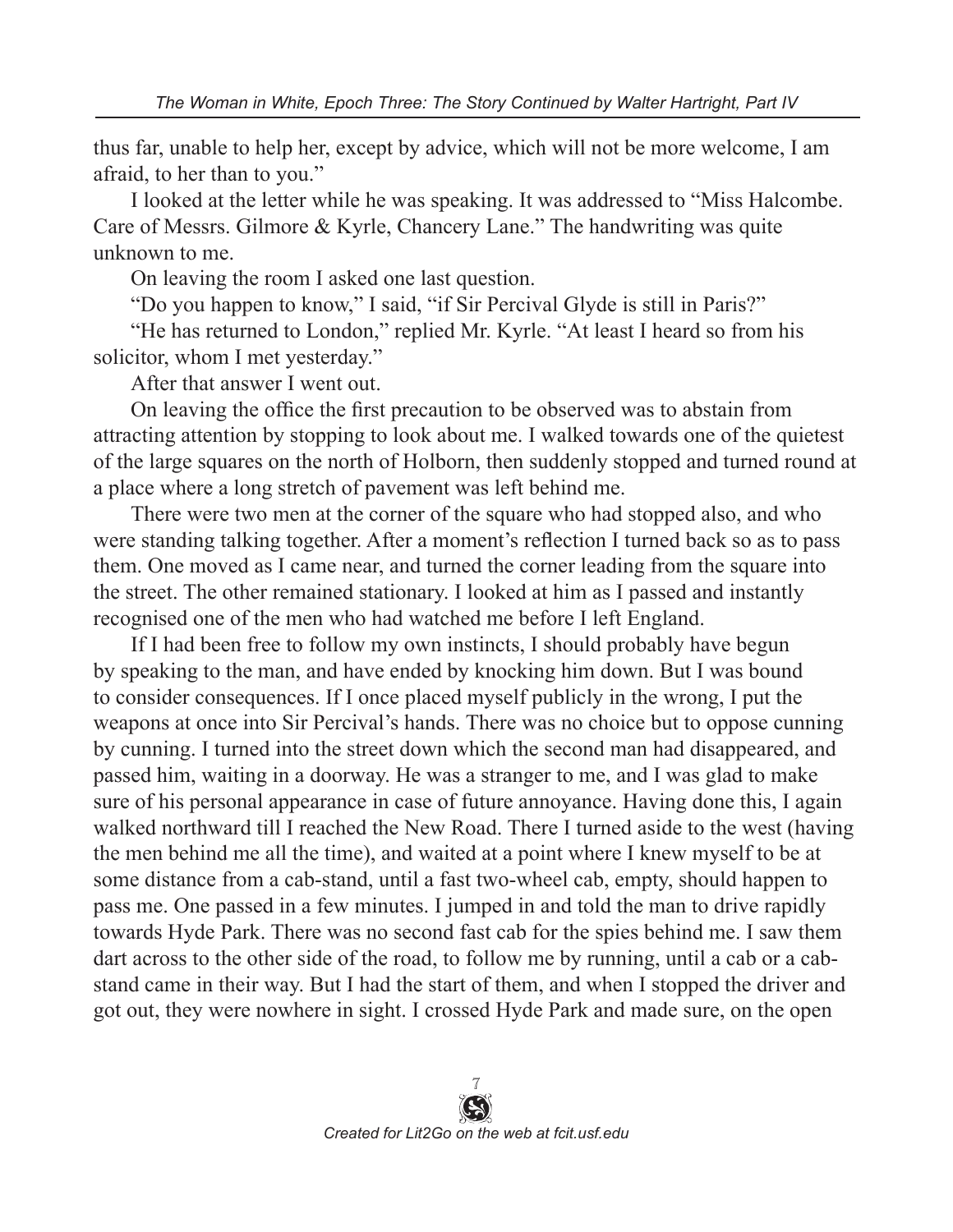thus far, unable to help her, except by advice, which will not be more welcome, I am afraid, to her than to you."

I looked at the letter while he was speaking. It was addressed to "Miss Halcombe. Care of Messrs. Gilmore & Kyrle, Chancery Lane." The handwriting was quite unknown to me.

On leaving the room I asked one last question.

"Do you happen to know," I said, "if Sir Percival Glyde is still in Paris?"

"He has returned to London," replied Mr. Kyrle. "At least I heard so from his solicitor, whom I met yesterday."

After that answer I went out.

On leaving the office the first precaution to be observed was to abstain from attracting attention by stopping to look about me. I walked towards one of the quietest of the large squares on the north of Holborn, then suddenly stopped and turned round at a place where a long stretch of pavement was left behind me.

There were two men at the corner of the square who had stopped also, and who were standing talking together. After a moment's reflection I turned back so as to pass them. One moved as I came near, and turned the corner leading from the square into the street. The other remained stationary. I looked at him as I passed and instantly recognised one of the men who had watched me before I left England.

If I had been free to follow my own instincts, I should probably have begun by speaking to the man, and have ended by knocking him down. But I was bound to consider consequences. If I once placed myself publicly in the wrong, I put the weapons at once into Sir Percival's hands. There was no choice but to oppose cunning by cunning. I turned into the street down which the second man had disappeared, and passed him, waiting in a doorway. He was a stranger to me, and I was glad to make sure of his personal appearance in case of future annoyance. Having done this, I again walked northward till I reached the New Road. There I turned aside to the west (having the men behind me all the time), and waited at a point where I knew myself to be at some distance from a cab-stand, until a fast two-wheel cab, empty, should happen to pass me. One passed in a few minutes. I jumped in and told the man to drive rapidly towards Hyde Park. There was no second fast cab for the spies behind me. I saw them dart across to the other side of the road, to follow me by running, until a cab or a cab-stand came in their way. But I had the start of them, and when I stopped the driver and got out, they were nowhere in sight. I crossed Hyde Park and made sure, on the open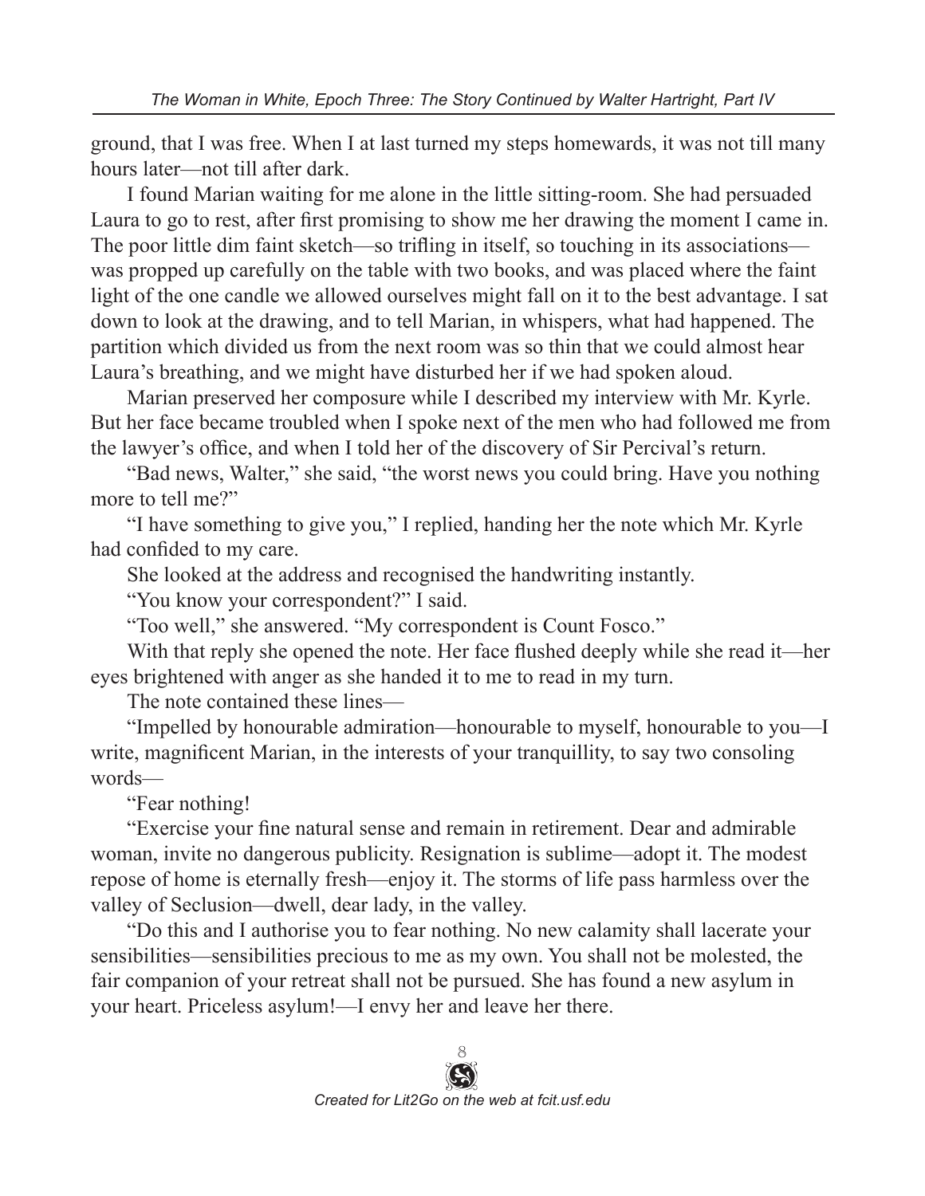ground, that I was free. When I at last turned my steps homewards, it was not till many hours later—not till after dark.

I found Marian waiting for me alone in the little sitting-room. She had persuaded Laura to go to rest, after first promising to show me her drawing the moment I came in. The poor little dim faint sketch—so trifling in itself, so touching in its associations—was propped up carefully on the table with two books, and was placed where the faint light of the one candle we allowed ourselves might fall on it to the best advantage. I sat down to look at the drawing, and to tell Marian, in whispers, what had happened. The partition which divided us from the next room was so thin that we could almost hear Laura's breathing, and we might have disturbed her if we had spoken aloud.

Marian preserved her composure while I described my interview with Mr. Kyrle. But her face became troubled when I spoke next of the men who had followed me from the lawyer's office, and when I told her of the discovery of Sir Percival's return.

"Bad news, Walter," she said, "the worst news you could bring. Have you nothing more to tell me?"

"I have something to give you," I replied, handing her the note which Mr. Kyrle had confided to my care.

She looked at the address and recognised the handwriting instantly.

"You know your correspondent?" I said.

"Too well," she answered. "My correspondent is Count Fosco."

With that reply she opened the note. Her face flushed deeply while she read it—her eyes brightened with anger as she handed it to me to read in my turn.

The note contained these lines—

"Impelled by honourable admiration—honourable to myself, honourable to you—I write, magnificent Marian, in the interests of your tranquillity, to say two consoling words—

"Fear nothing!

"Exercise your fine natural sense and remain in retirement. Dear and admirable woman, invite no dangerous publicity. Resignation is sublime—adopt it. The modest repose of home is eternally fresh—enjoy it. The storms of life pass harmless over the valley of Seclusion—dwell, dear lady, in the valley.

"Do this and I authorise you to fear nothing. No new calamity shall lacerate your sensibilities—sensibilities precious to me as my own. You shall not be molested, the fair companion of your retreat shall not be pursued. She has found a new asylum in your heart. Priceless asylum!—I envy her and leave her there.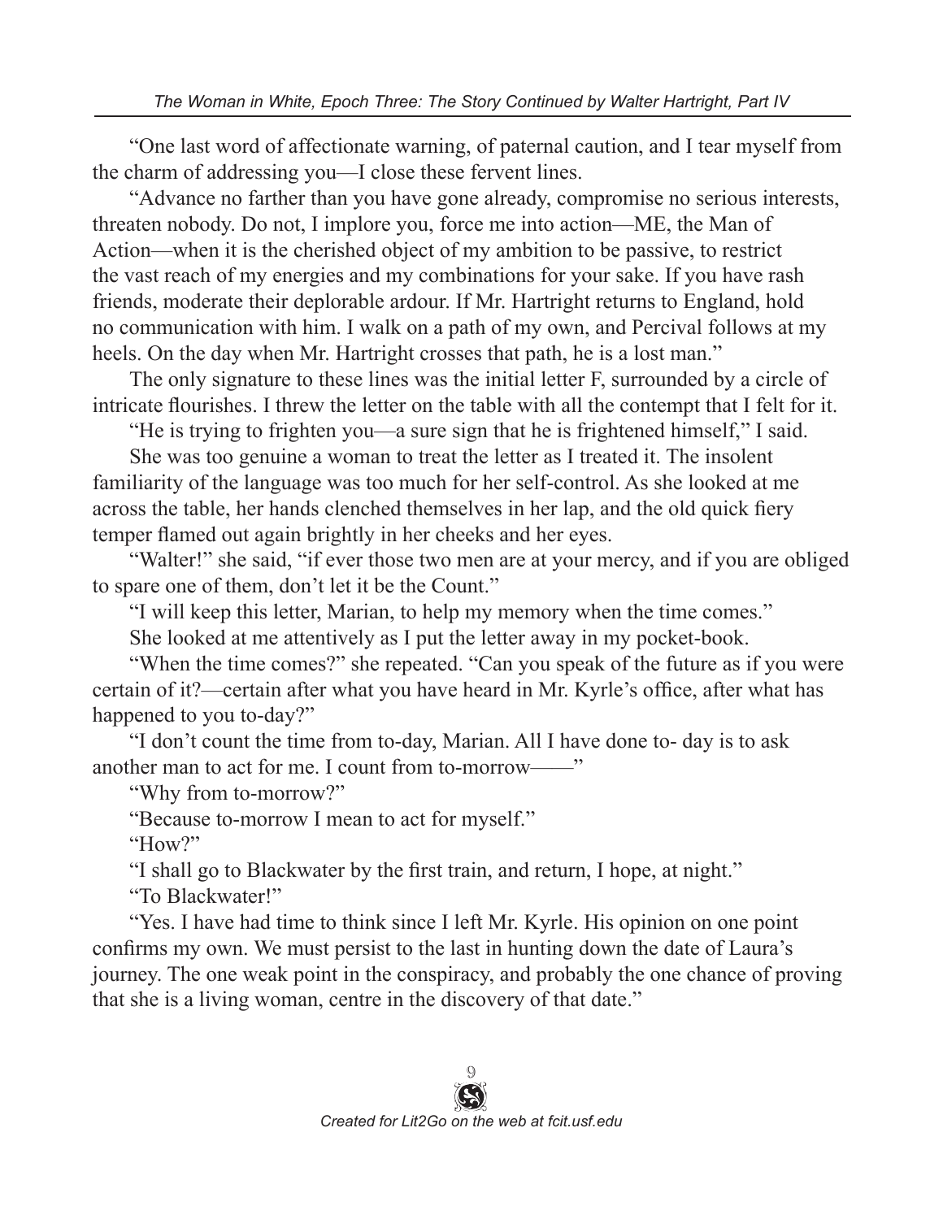"One last word of affectionate warning, of paternal caution, and I tear myself from the charm of addressing you—I close these fervent lines.

"Advance no farther than you have gone already, compromise no serious interests, threaten nobody. Do not, I implore you, force me into action—ME, the Man of Action—when it is the cherished object of my ambition to be passive, to restrict the vast reach of my energies and my combinations for your sake. If you have rash friends, moderate their deplorable ardour. If Mr. Hartright returns to England, hold no communication with him. I walk on a path of my own, and Percival follows at my heels. On the day when Mr. Hartright crosses that path, he is a lost man."

The only signature to these lines was the initial letter F, surrounded by a circle of intricate flourishes. I threw the letter on the table with all the contempt that I felt for it.

"He is trying to frighten you—a sure sign that he is frightened himself," I said.

She was too genuine a woman to treat the letter as I treated it. The insolent familiarity of the language was too much for her self-control. As she looked at me across the table, her hands clenched themselves in her lap, and the old quick fiery temper flamed out again brightly in her cheeks and her eyes.

"Walter!" she said, "if ever those two men are at your mercy, and if you are obliged to spare one of them, don't let it be the Count."

"I will keep this letter, Marian, to help my memory when the time comes."

She looked at me attentively as I put the letter away in my pocket-book.

"When the time comes?" she repeated. "Can you speak of the future as if you were certain of it?—certain after what you have heard in Mr. Kyrle's office, after what has happened to you to-day?"

"I don't count the time from to-day, Marian. All I have done to- day is to ask another man to act for me. I count from to-morrow——"

"Why from to-morrow?"

"Because to-morrow I mean to act for myself."

"How?"

"I shall go to Blackwater by the first train, and return, I hope, at night."

"To Blackwater!"

"Yes. I have had time to think since I left Mr. Kyrle. His opinion on one point confirms my own. We must persist to the last in hunting down the date of Laura's journey. The one weak point in the conspiracy, and probably the one chance of proving that she is a living woman, centre in the discovery of that date."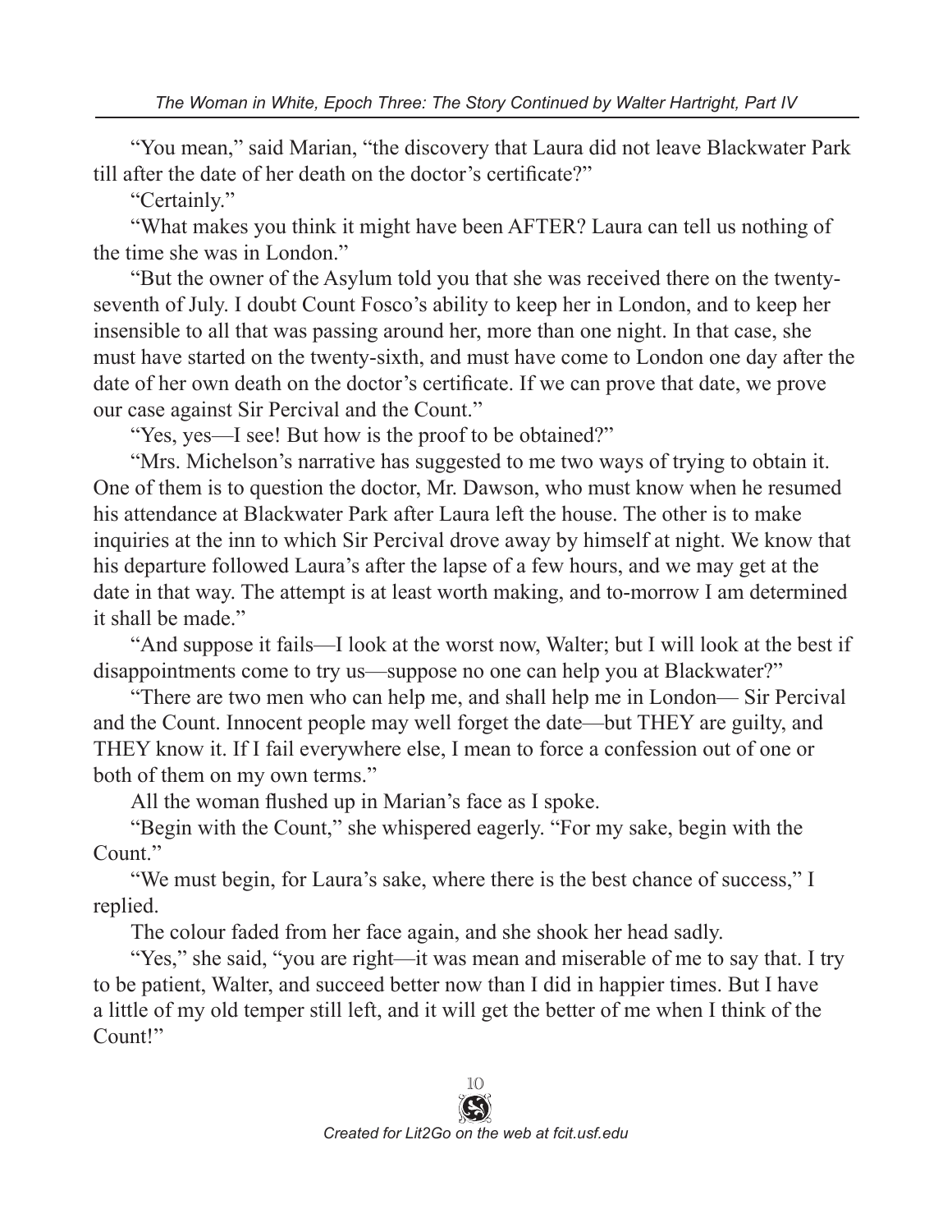"You mean," said Marian, "the discovery that Laura did not leave Blackwater Park till after the date of her death on the doctor's certificate?"

"Certainly."

"What makes you think it might have been AFTER? Laura can tell us nothing of the time she was in London."

"But the owner of the Asylum told you that she was received there on the twenty-seventh of July. I doubt Count Fosco's ability to keep her in London, and to keep her insensible to all that was passing around her, more than one night. In that case, she must have started on the twenty-sixth, and must have come to London one day after the date of her own death on the doctor's certificate. If we can prove that date, we prove our case against Sir Percival and the Count."

"Yes, yes—I see! But how is the proof to be obtained?"

"Mrs. Michelson's narrative has suggested to me two ways of trying to obtain it. One of them is to question the doctor, Mr. Dawson, who must know when he resumed his attendance at Blackwater Park after Laura left the house. The other is to make inquiries at the inn to which Sir Percival drove away by himself at night. We know that his departure followed Laura's after the lapse of a few hours, and we may get at the date in that way. The attempt is at least worth making, and to-morrow I am determined it shall be made."

"And suppose it fails—I look at the worst now, Walter; but I will look at the best if disappointments come to try us—suppose no one can help you at Blackwater?"

"There are two men who can help me, and shall help me in London— Sir Percival and the Count. Innocent people may well forget the date—but THEY are guilty, and THEY know it. If I fail everywhere else, I mean to force a confession out of one or both of them on my own terms."

All the woman flushed up in Marian's face as I spoke.

"Begin with the Count," she whispered eagerly. "For my sake, begin with the Count."

"We must begin, for Laura's sake, where there is the best chance of success," I replied.

The colour faded from her face again, and she shook her head sadly.

"Yes," she said, "you are right—it was mean and miserable of me to say that. I try to be patient, Walter, and succeed better now than I did in happier times. But I have a little of my old temper still left, and it will get the better of me when I think of the Count!"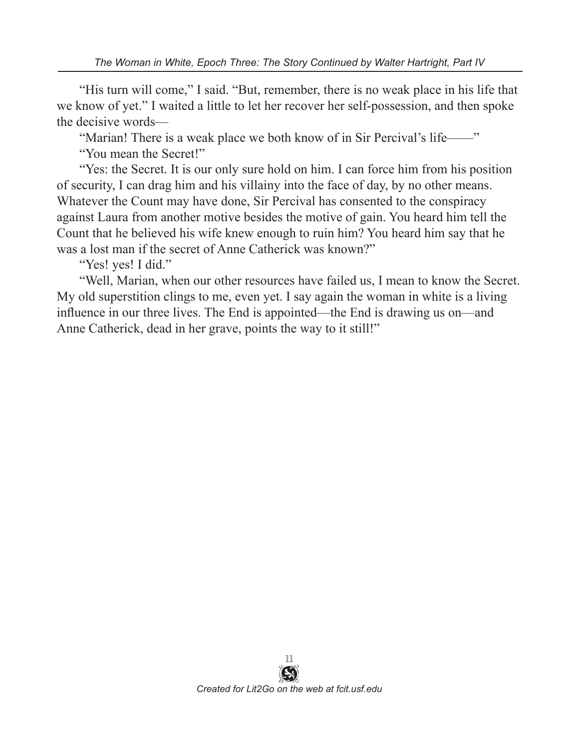"His turn will come," I said. "But, remember, there is no weak place in his life that we know of yet." I waited a little to let her recover her self-possession, and then spoke the decisive words—

"Marian! There is a weak place we both know of in Sir Percival's life——"

"You mean the Secret!"

"Yes: the Secret. It is our only sure hold on him. I can force him from his position of security, I can drag him and his villainy into the face of day, by no other means. Whatever the Count may have done, Sir Percival has consented to the conspiracy against Laura from another motive besides the motive of gain. You heard him tell the Count that he believed his wife knew enough to ruin him? You heard him say that he was a lost man if the secret of Anne Catherick was known?"

"Yes! yes! I did."

"Well, Marian, when our other resources have failed us, I mean to know the Secret. My old superstition clings to me, even yet. I say again the woman in white is a living influence in our three lives. The End is appointed—the End is drawing us on—and Anne Catherick, dead in her grave, points the way to it still!"